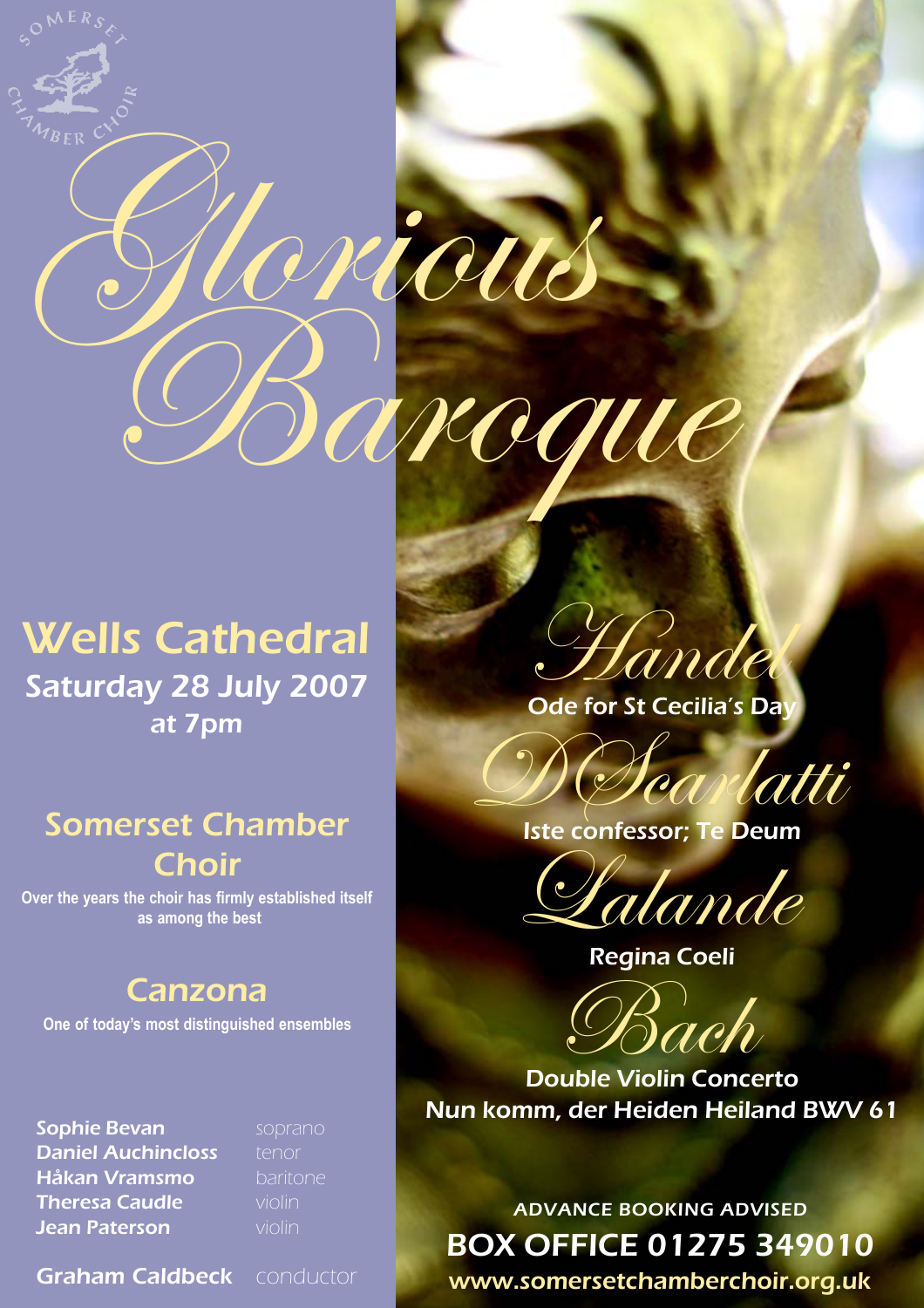SOMERSET CHAMBER CHOIR

# Glorious Baroque

## Wells Cathedral

**Saturday 28 July 2007**
**at 7pm**

## Somerset Chamber Choir

**Over the years the choir has firmly established itself as among the best**

## Canzona

**One of today's most distinguished ensembles**

| | |
|---|---|
| **Sophie Bevan** | soprano |
| **Daniel Auchincloss** | tenor |
| **Håkan Vramsmo** | baritone |
| **Theresa Caudle** | violin |
| **Jean Paterson** | violin |
| **Graham Caldbeck** | conductor |

### Handel
Ode for St Cecilia's Day

### D Scarlatti
Iste confessor; Te Deum

### Lalande
Regina Coeli

### Bach
Double Violin Concerto
Nun komm, der Heiden Heiland BWV 61

ADVANCE BOOKING ADVISED

**BOX OFFICE 01275 349010**

www.somersetchamberchoir.org.uk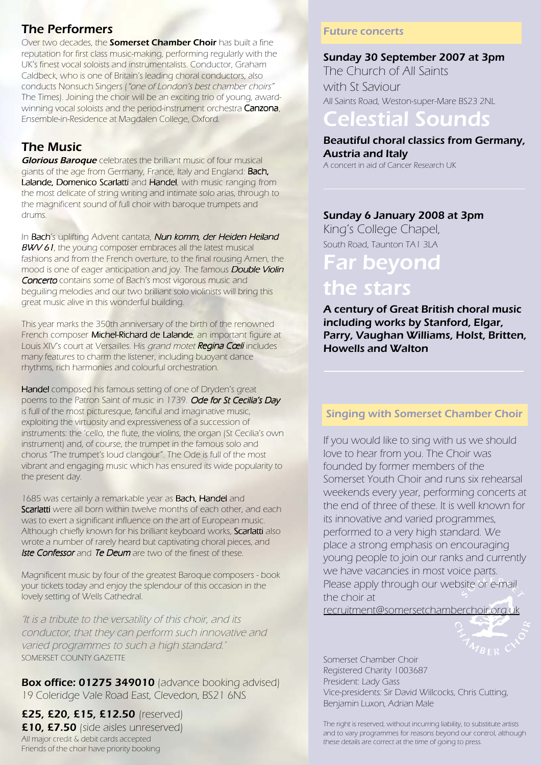## The Performers

Over two decades, the **Somerset Chamber Choir** has built a fine reputation for first class music-making, performing regularly with the UK's finest vocal soloists and instrumentalists. Conductor, Graham Caldbeck, who is one of Britain's leading choral conductors, also conducts Nonsuch Singers (*"one of London's best chamber choirs"* The Times). Joining the choir will be an exciting trio of young, award-winning vocal soloists and the period-instrument orchestra Canzona, Ensemble-in-Residence at Magdalen College, Oxford.

## The Music

***Glorious Baroque*** celebrates the brilliant music of four musical giants of the age from Germany, France, Italy and England: Bach, Lalande, Domenico Scarlatti and Handel, with music ranging from the most delicate of string writing and intimate solo arias, through to the magnificent sound of full choir with baroque trumpets and drums.

In Bach's uplifting Advent cantata, *Nun komm, der Heiden Heiland BWV 61*, the young composer embraces all the latest musical fashions and from the French overture, to the final rousing Amen, the mood is one of eager anticipation and joy. The famous *Double Violin Concerto* contains some of Bach's most vigorous music and beguiling melodies and our two brilliant solo violinists will bring this great music alive in this wonderful building.

This year marks the 350th anniversary of the birth of the renowned French composer Michel-Richard de Lalande, an important figure at Louis XIV's court at Versailles. His *grand motet Regina Cœli* includes many features to charm the listener, including buoyant dance rhythms, rich harmonies and colourful orchestration.

Handel composed his famous setting of one of Dryden's great poems to the Patron Saint of music in 1739. *Ode for St Cecilia's Day* is full of the most picturesque, fanciful and imaginative music, exploiting the virtuosity and expressiveness of a succession of instruments: the 'cello, the flute, the violins, the organ (St Cecilia's own instrument) and, of course, the trumpet in the famous solo and chorus "The trumpet's loud clangour". The Ode is full of the most vibrant and engaging music which has ensured its wide popularity to the present day.

1685 was certainly a remarkable year as Bach, Handel and Scarlatti were all born within twelve months of each other, and each was to exert a significant influence on the art of European music. Although chiefly known for his brilliant keyboard works, Scarlatti also wrote a number of rarely heard but captivating choral pieces, and *Iste Confessor* and *Te Deum* are two of the finest of these.

Magnificent music by four of the greatest Baroque composers - book your tickets today and enjoy the splendour of this occasion in the lovely setting of Wells Cathedral.

*'It is a tribute to the versatility of this choir, and its conductor, that they can perform such innovative and varied programmes to such a high standard.'*
SOMERSET COUNTY GAZETTE

**Box office: 01275 349010** (advance booking advised)
19 Coleridge Vale Road East, Clevedon, BS21 6NS

**£25, £20, £15, £12.50** (reserved)
**£10, £7.50** (side aisles unreserved)
All major credit & debit cards accepted
Friends of the choir have priority booking

## Future concerts

**Sunday 30 September 2007 at 3pm**
The Church of All Saints with St Saviour
All Saints Road, Weston-super-Mare BS23 2NL

# Celestial Sounds

**Beautiful choral classics from Germany, Austria and Italy**
A concert in aid of Cancer Research UK

**Sunday 6 January 2008 at 3pm**
King's College Chapel,
South Road, Taunton TA1 3LA

# Far beyond the stars

**A century of Great British choral music including works by Stanford, Elgar, Parry, Vaughan Williams, Holst, Britten, Howells and Walton**

## Singing with Somerset Chamber Choir

If you would like to sing with us we should love to hear from you. The Choir was founded by former members of the Somerset Youth Choir and runs six rehearsal weekends every year, performing concerts at the end of three of these. It is well known for its innovative and varied programmes, performed to a very high standard. We place a strong emphasis on encouraging young people to join our ranks and currently we have vacancies in most voice parts. Please apply through our website or e-mail the choir at recruitment@somersetchamberchoir.org.uk

Somerset Chamber Choir
Registered Charity 1003687
President: Lady Gass
Vice-presidents: Sir David Willcocks, Chris Cutting, Benjamin Luxon, Adrian Male

The right is reserved, without incurring liability, to substitute artists and to vary programmes for reasons beyond our control, although these details are correct at the time of going to press.